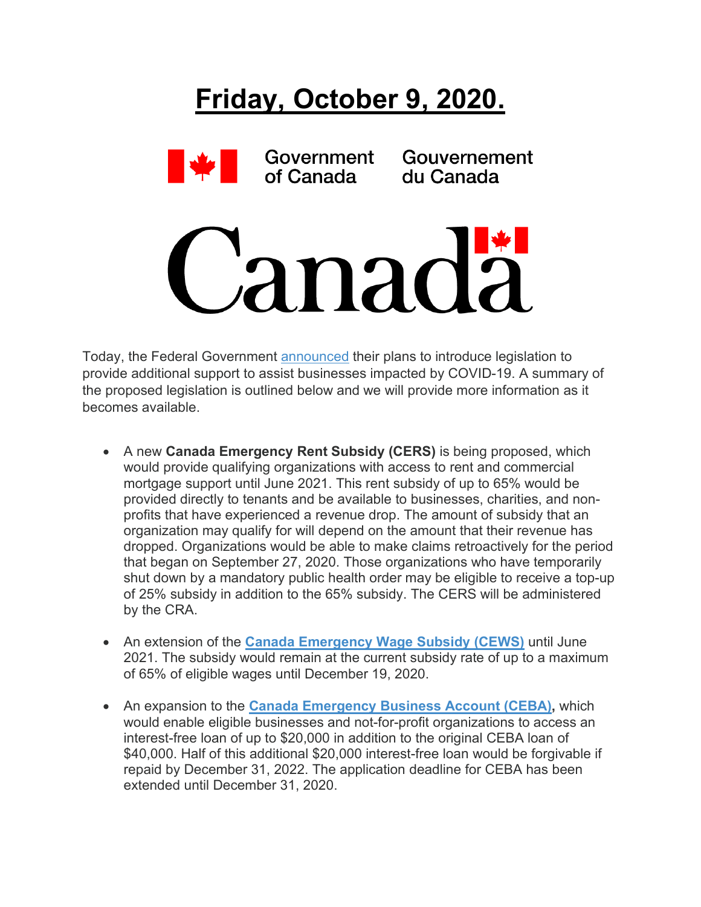# Friday, October 9, 2020.

Government of Canada Gouvernement du Canada

Canada

Today, the Federal Government announced their plans to introduce legislation to provide additional support to assist businesses impacted by COVID-19. A summary of the proposed legislation is outlined below and we will provide more information as it becomes available.

- A new **Canada Emergency Rent Subsidy (CERS)** is being proposed, which would provide qualifying organizations with access to rent and commercial mortgage support until June 2021. This rent subsidy of up to 65% would be provided directly to tenants and be available to businesses, charities, and non-profits that have experienced a revenue drop. The amount of subsidy that an organization may qualify for will depend on the amount that their revenue has dropped. Organizations would be able to make claims retroactively for the period that began on September 27, 2020. Those organizations who have temporarily shut down by a mandatory public health order may be eligible to receive a top-up of 25% subsidy in addition to the 65% subsidy. The CERS will be administered by the CRA.

- An extension of the **Canada Emergency Wage Subsidy (CEWS)** until June 2021. The subsidy would remain at the current subsidy rate of up to a maximum of 65% of eligible wages until December 19, 2020.

- An expansion to the **Canada Emergency Business Account (CEBA),** which would enable eligible businesses and not-for-profit organizations to access an interest-free loan of up to $20,000 in addition to the original CEBA loan of $40,000. Half of this additional $20,000 interest-free loan would be forgivable if repaid by December 31, 2022. The application deadline for CEBA has been extended until December 31, 2020.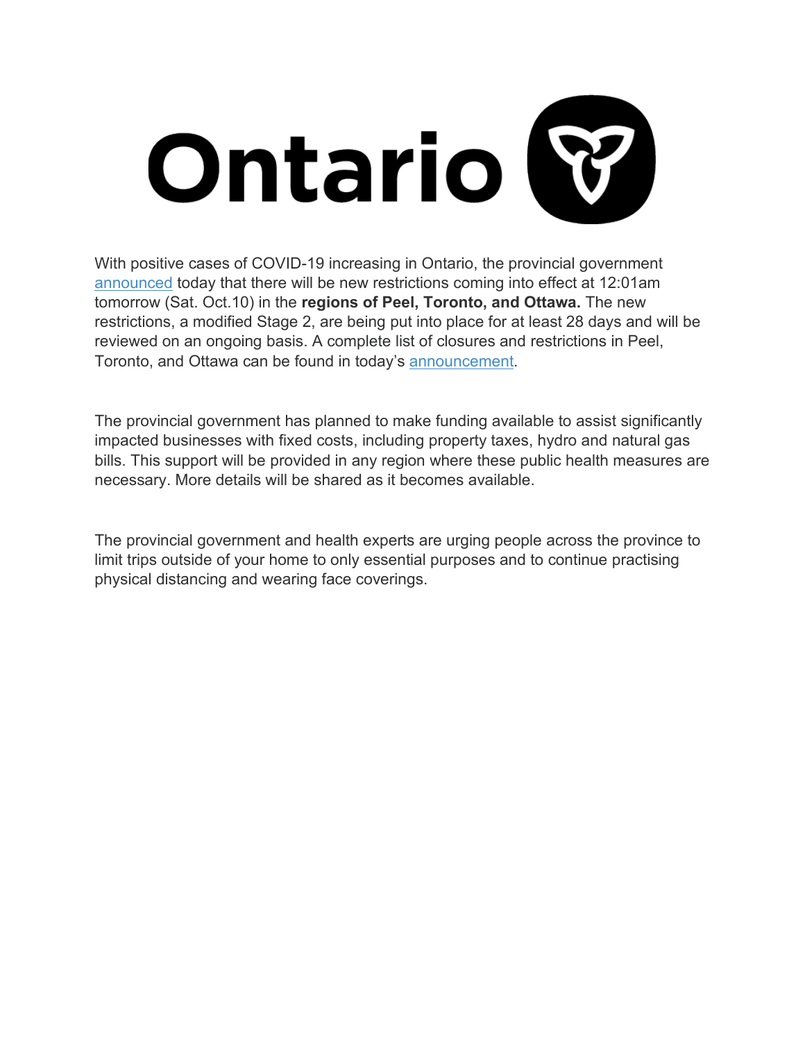# Ontario

With positive cases of COVID-19 increasing in Ontario, the provincial government announced today that there will be new restrictions coming into effect at 12:01am tomorrow (Sat. Oct.10) in the **regions of Peel, Toronto, and Ottawa.** The new restrictions, a modified Stage 2, are being put into place for at least 28 days and will be reviewed on an ongoing basis. A complete list of closures and restrictions in Peel, Toronto, and Ottawa can be found in today's announcement.

The provincial government has planned to make funding available to assist significantly impacted businesses with fixed costs, including property taxes, hydro and natural gas bills. This support will be provided in any region where these public health measures are necessary. More details will be shared as it becomes available.

The provincial government and health experts are urging people across the province to limit trips outside of your home to only essential purposes and to continue practising physical distancing and wearing face coverings.